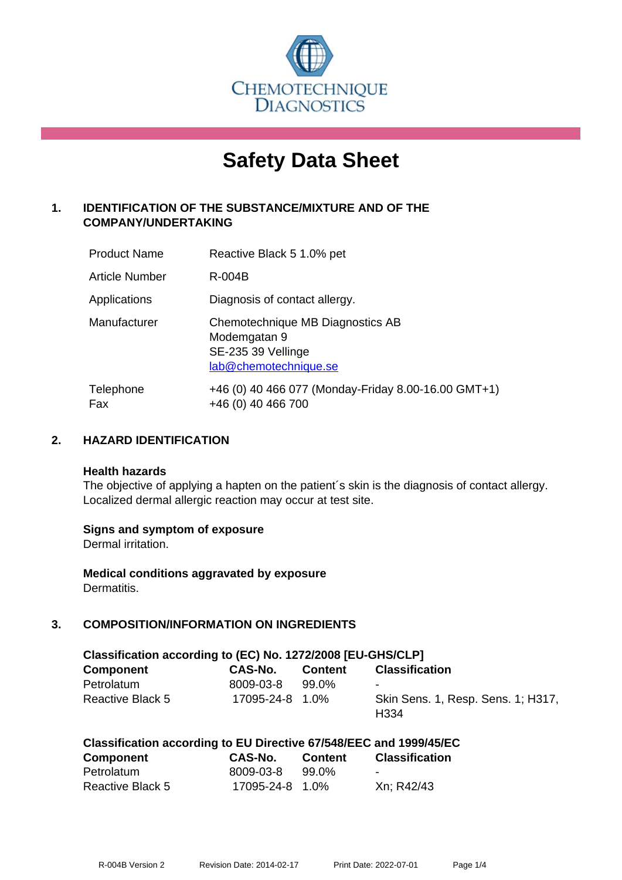CHEMOTECHNIQUE DIAGNOSTICS

# Safety Data Sheet

## 1. IDENTIFICATION OF THE SUBSTANCE/MIXTURE AND OF THE COMPANY/UNDERTAKING

| | |
|---|---|
| Product Name | Reactive Black 5 1.0% pet |
| Article Number | R-004B |
| Applications | Diagnosis of contact allergy. |
| Manufacturer | Chemotechnique MB Diagnostics AB<br>Modemgatan 9<br>SE-235 39 Vellinge<br>lab@chemotechnique.se |
| Telephone<br>Fax | +46 (0) 40 466 077 (Monday-Friday 8.00-16.00 GMT+1)<br>+46 (0) 40 466 700 |

## 2. HAZARD IDENTIFICATION

**Health hazards**

The objective of applying a hapten on the patient´s skin is the diagnosis of contact allergy. Localized dermal allergic reaction may occur at test site.

**Signs and symptom of exposure**

Dermal irritation.

**Medical conditions aggravated by exposure**

Dermatitis.

## 3. COMPOSITION/INFORMATION ON INGREDIENTS

**Classification according to (EC) No. 1272/2008 [EU-GHS/CLP]**

| Component | CAS-No. | Content | Classification |
|---|---|---|---|
| Petrolatum | 8009-03-8 | 99.0% | - |
| Reactive Black 5 | 17095-24-8 | 1.0% | Skin Sens. 1, Resp. Sens. 1; H317, H334 |

**Classification according to EU Directive 67/548/EEC and 1999/45/EC**

| Component | CAS-No. | Content | Classification |
|---|---|---|---|
| Petrolatum | 8009-03-8 | 99.0% | - |
| Reactive Black 5 | 17095-24-8 | 1.0% | Xn; R42/43 |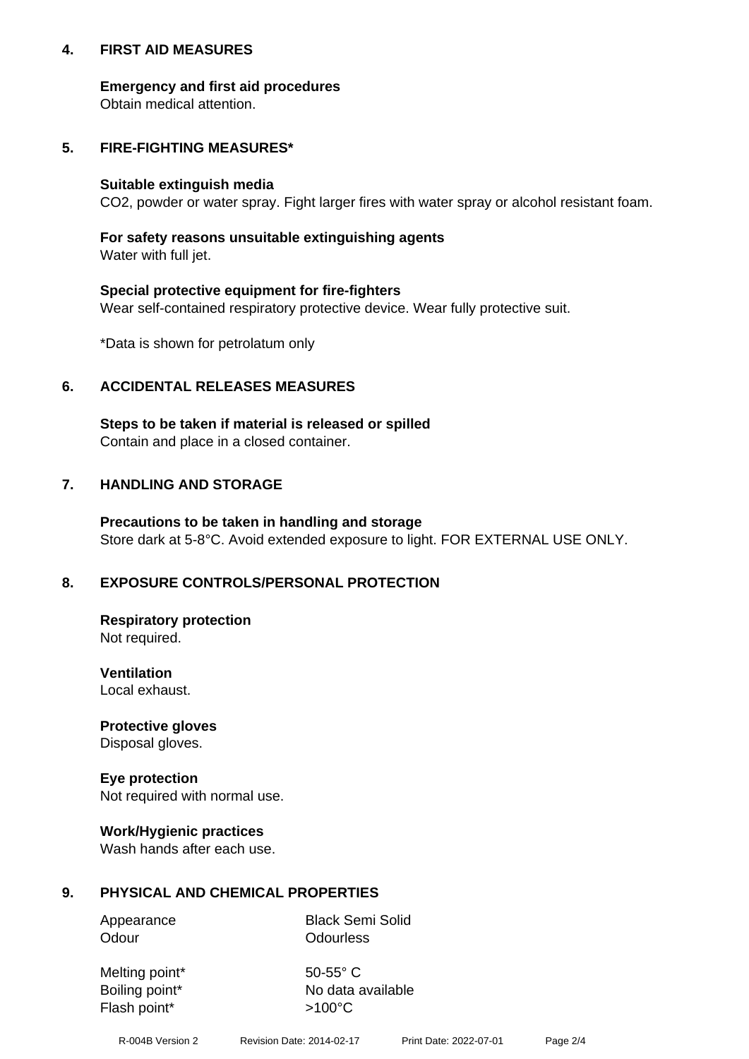## 4. FIRST AID MEASURES

**Emergency and first aid procedures**
Obtain medical attention.

## 5. FIRE-FIGHTING MEASURES*

**Suitable extinguish media**
$CO_2$, powder or water spray. Fight larger fires with water spray or alcohol resistant foam.

**For safety reasons unsuitable extinguishing agents**
Water with full jet.

**Special protective equipment for fire-fighters**
Wear self-contained respiratory protective device. Wear fully protective suit.

*Data is shown for petrolatum only

## 6. ACCIDENTAL RELEASES MEASURES

**Steps to be taken if material is released or spilled**
Contain and place in a closed container.

## 7. HANDLING AND STORAGE

**Precautions to be taken in handling and storage**
Store dark at 5-8°C. Avoid extended exposure to light. FOR EXTERNAL USE ONLY.

## 8. EXPOSURE CONTROLS/PERSONAL PROTECTION

**Respiratory protection**
Not required.

**Ventilation**
Local exhaust.

**Protective gloves**
Disposal gloves.

**Eye protection**
Not required with normal use.

**Work/Hygienic practices**
Wash hands after each use.

## 9. PHYSICAL AND CHEMICAL PROPERTIES

| | |
|---|---|
| Appearance | Black Semi Solid |
| Odour | Odourless |
| Melting point* | 50-55° C |
| Boiling point* | No data available |
| Flash point* | >100°C |

R-004B Version 2    Revision Date: 2014-02-17    Print Date: 2022-07-01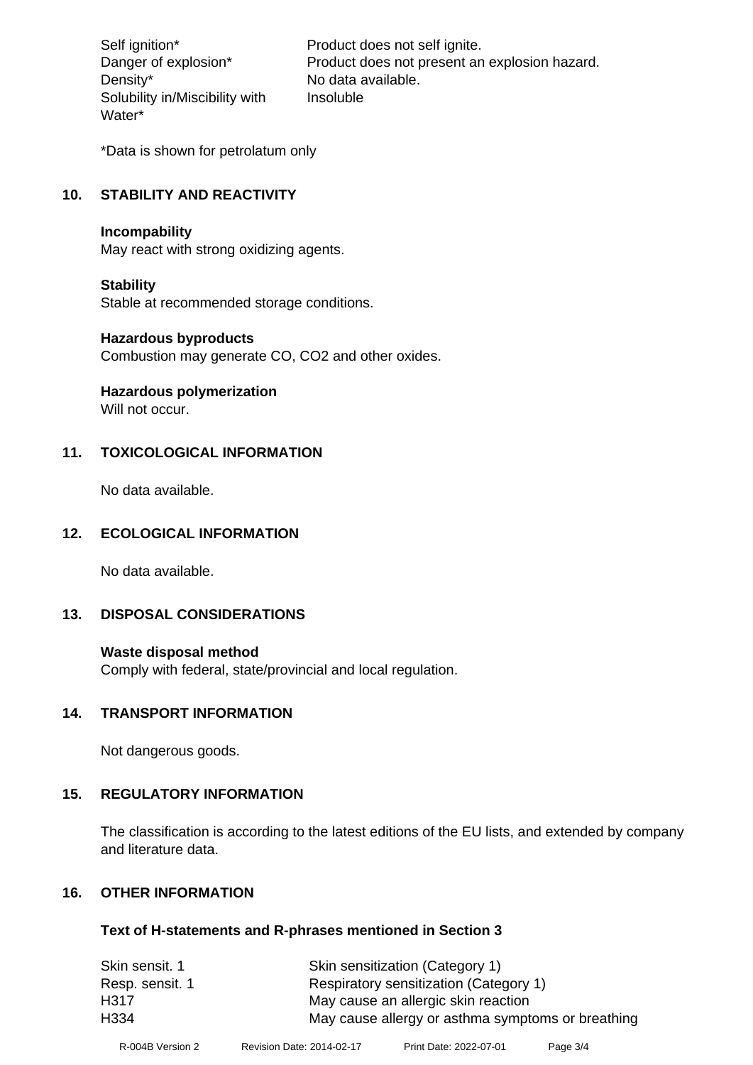| | |
|---|---|
| Self ignition* | Product does not self ignite. |
| Danger of explosion* | Product does not present an explosion hazard. |
| Density* | No data available. |
| Solubility in/Miscibility with Water* | Insoluble |

*Data is shown for petrolatum only

## 10. STABILITY AND REACTIVITY

**Incompability**
May react with strong oxidizing agents.

**Stability**
Stable at recommended storage conditions.

**Hazardous byproducts**
Combustion may generate CO, $CO_2$ and other oxides.

**Hazardous polymerization**
Will not occur.

## 11. TOXICOLOGICAL INFORMATION

No data available.

## 12. ECOLOGICAL INFORMATION

No data available.

## 13. DISPOSAL CONSIDERATIONS

**Waste disposal method**
Comply with federal, state/provincial and local regulation.

## 14. TRANSPORT INFORMATION

Not dangerous goods.

## 15. REGULATORY INFORMATION

The classification is according to the latest editions of the EU lists, and extended by company and literature data.

## 16. OTHER INFORMATION

**Text of H-statements and R-phrases mentioned in Section 3**

| | |
|---|---|
| Skin sensit. 1 | Skin sensitization (Category 1) |
| Resp. sensit. 1 | Respiratory sensitization (Category 1) |
| H317 | May cause an allergic skin reaction |
| H334 | May cause allergy or asthma symptoms or breathing |

R-004B Version 2 Revision Date: 2014-02-17 Print Date: 2022-07-01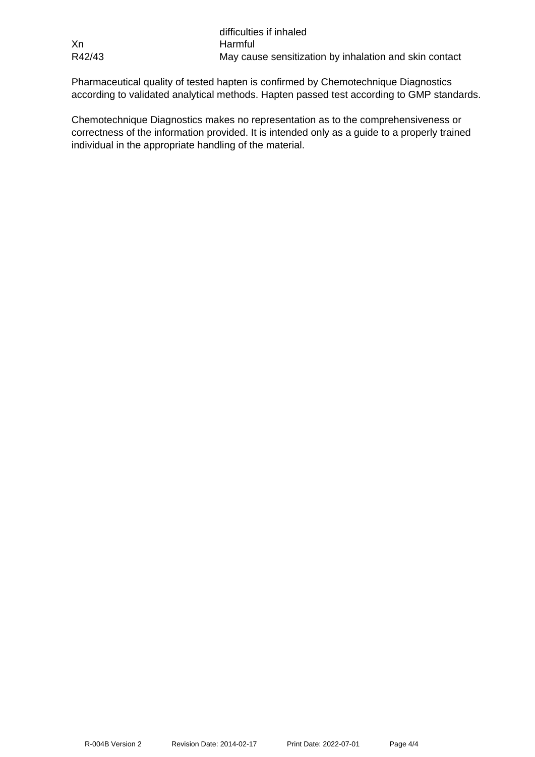| | |
|---|---|
| | difficulties if inhaled |
| Xn | Harmful |
| R42/43 | May cause sensitization by inhalation and skin contact |

Pharmaceutical quality of tested hapten is confirmed by Chemotechnique Diagnostics according to validated analytical methods. Hapten passed test according to GMP standards.

Chemotechnique Diagnostics makes no representation as to the comprehensiveness or correctness of the information provided. It is intended only as a guide to a properly trained individual in the appropriate handling of the material.